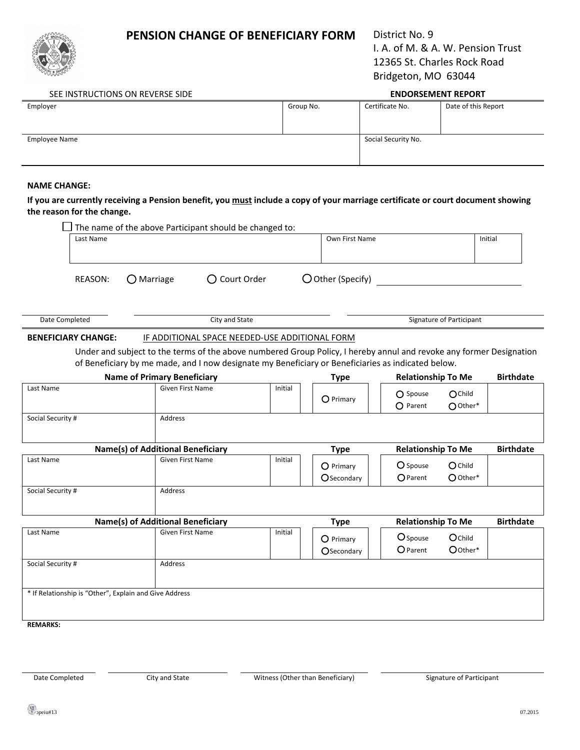# PENSION CHANGE OF BENEFICIARY FORM

District No. 9
I. A. of M. & A. W. Pension Trust
12365 St. Charles Rock Road
Bridgeton, MO 63044

SEE INSTRUCTIONS ON REVERSE SIDE

**ENDORSEMENT REPORT**

| Employer | Group No. | Certificate No. | Date of this Report |
|---|---|---|---|
| | | | |

| Employee Name | Social Security No. |
|---|---|
| | |

**NAME CHANGE:**

**If you are currently receiving a Pension benefit, you <u>must</u> include a copy of your marriage certificate or court document showing the reason for the change.**

☐ The name of the above Participant should be changed to:

| Last Name | Own First Name | Initial |
|---|---|---|
| | | |

REASON: ◯ Marriage ◯ Court Order ◯ Other (Specify) ____________________

Date Completed ____________ City and State ____________ Signature of Participant ____________

**BENEFICIARY CHANGE:** IF ADDITIONAL SPACE NEEDED-USE ADDITIONAL FORM

Under and subject to the terms of the above numbered Group Policy, I hereby annul and revoke any former Designation of Beneficiary by me made, and I now designate my Beneficiary or Beneficiaries as indicated below.

| Name of Primary Beneficiary | | | Type | Relationship To Me | Birthdate |
|---|---|---|---|---|---|
| Last Name | Given First Name | Initial | ◯ Primary | ◯ Spouse ◯ Child ◯ Parent ◯ Other* | |
| Social Security # | Address | | | | |

| Name(s) of Additional Beneficiary | | | Type | Relationship To Me | Birthdate |
|---|---|---|---|---|---|
| Last Name | Given First Name | Initial | ◯ Primary ◯ Secondary | ◯ Spouse ◯ Child ◯ Parent ◯ Other* | |
| Social Security # | Address | | | | |

| Name(s) of Additional Beneficiary | | | Type | Relationship To Me | Birthdate |
|---|---|---|---|---|---|
| Last Name | Given First Name | Initial | ◯ Primary ◯ Secondary | ◯ Spouse ◯ Child ◯ Parent ◯ Other* | |
| Social Security # | Address | | | | |

* If Relationship is "Other", Explain and Give Address

**REMARKS:**

Date Completed ____________ City and State ____________ Witness (Other than Beneficiary) ____________ Signature of Participant ____________

opeiu#13 07.2015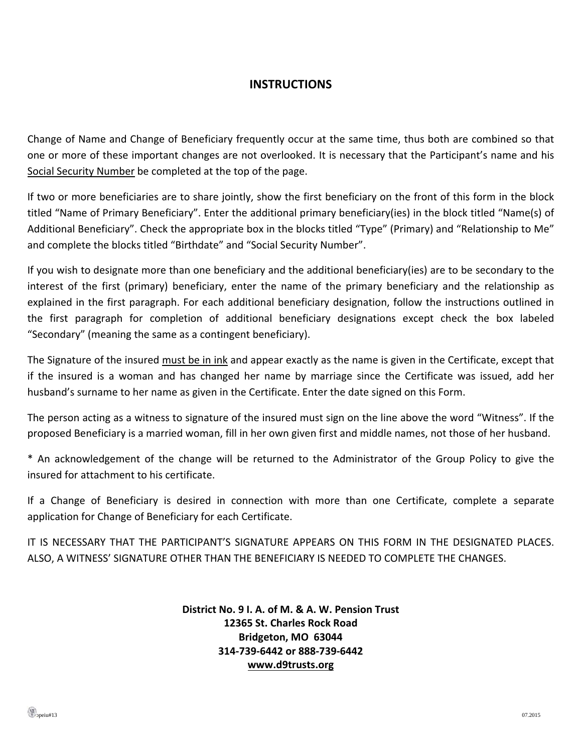## INSTRUCTIONS

Change of Name and Change of Beneficiary frequently occur at the same time, thus both are combined so that one or more of these important changes are not overlooked. It is necessary that the Participant's name and his Social Security Number be completed at the top of the page.

If two or more beneficiaries are to share jointly, show the first beneficiary on the front of this form in the block titled "Name of Primary Beneficiary". Enter the additional primary beneficiary(ies) in the block titled "Name(s) of Additional Beneficiary". Check the appropriate box in the blocks titled "Type" (Primary) and "Relationship to Me" and complete the blocks titled "Birthdate" and "Social Security Number".

If you wish to designate more than one beneficiary and the additional beneficiary(ies) are to be secondary to the interest of the first (primary) beneficiary, enter the name of the primary beneficiary and the relationship as explained in the first paragraph. For each additional beneficiary designation, follow the instructions outlined in the first paragraph for completion of additional beneficiary designations except check the box labeled "Secondary" (meaning the same as a contingent beneficiary).

The Signature of the insured must be in ink and appear exactly as the name is given in the Certificate, except that if the insured is a woman and has changed her name by marriage since the Certificate was issued, add her husband's surname to her name as given in the Certificate. Enter the date signed on this Form.

The person acting as a witness to signature of the insured must sign on the line above the word "Witness". If the proposed Beneficiary is a married woman, fill in her own given first and middle names, not those of her husband.

* An acknowledgement of the change will be returned to the Administrator of the Group Policy to give the insured for attachment to his certificate.

If a Change of Beneficiary is desired in connection with more than one Certificate, complete a separate application for Change of Beneficiary for each Certificate.

IT IS NECESSARY THAT THE PARTICIPANT'S SIGNATURE APPEARS ON THIS FORM IN THE DESIGNATED PLACES. ALSO, A WITNESS' SIGNATURE OTHER THAN THE BENEFICIARY IS NEEDED TO COMPLETE THE CHANGES.

**District No. 9 I. A. of M. & A. W. Pension Trust**
**12365 St. Charles Rock Road**
**Bridgeton, MO 63044**
**314-739-6442 or 888-739-6442**
**www.d9trusts.org**

opeiu#13

07.2015